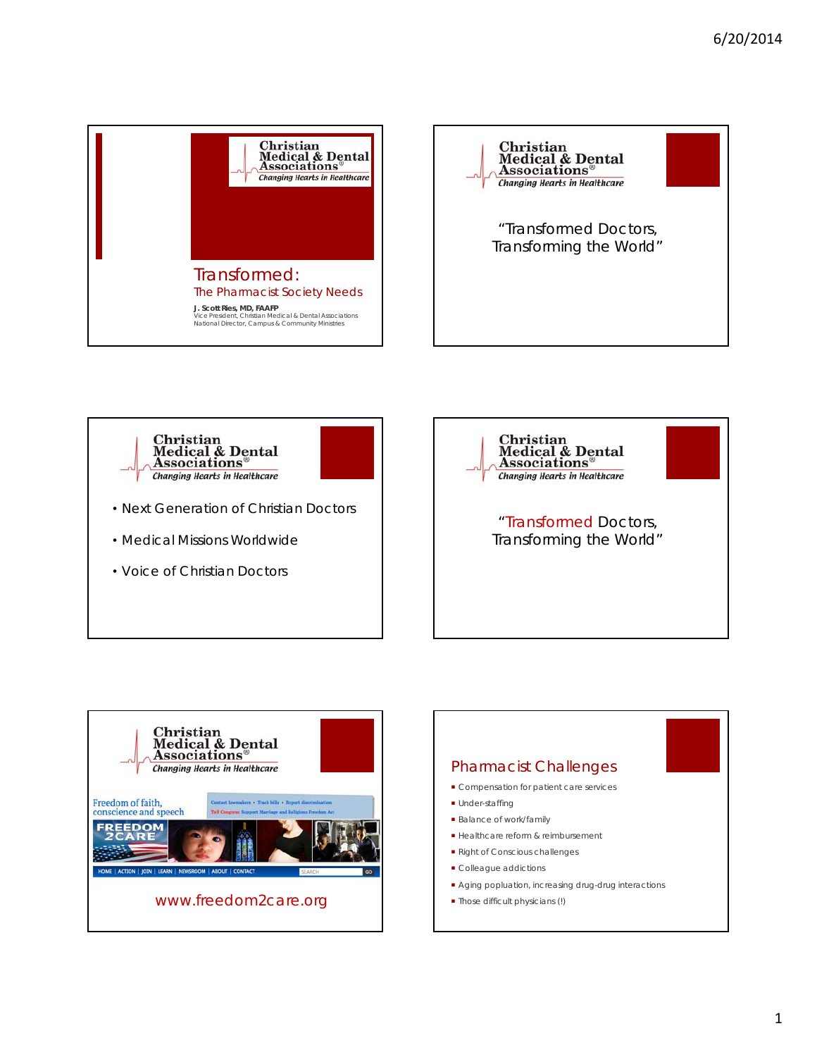Christian Medical & Dental Associations®
*Changing Hearts in Healthcare*

# Transformed:

## The Pharmacist Society Needs

**J. Scott Ries, MD, FAAFP**
Vice President, Christian Medical & Dental Associations
National Director, Campus & Community Ministries

---

Christian Medical & Dental Associations®
*Changing Hearts in Healthcare*

"Transformed Doctors, Transforming the World"

---

Christian Medical & Dental Associations®
*Changing Hearts in Healthcare*

- Next Generation of Christian Doctors
- Medical Missions Worldwide
- Voice of Christian Doctors

---

Christian Medical & Dental Associations®
*Changing Hearts in Healthcare*

"Transformed Doctors, Transforming the World"

---

Christian Medical & Dental Associations®
*Changing Hearts in Healthcare*

Freedom of faith, conscience and speech

Contact lawmakers • Track bills • Report discrimination

Tell Congress: Support Marriage and Religious Freedom Act

FREEDOM 2CARE

HOME | ACTION | JOIN | LEARN | NEWSROOM | ABOUT | CONTACT

www.freedom2care.org

---

## Pharmacist Challenges

- Compensation for patient care services
- Under-staffing
- Balance of work/family
- Healthcare reform & reimbursement
- Right of Conscious challenges
- Colleague addictions
- Aging popluation, increasing drug-drug interactions
- Those difficult physicians (!)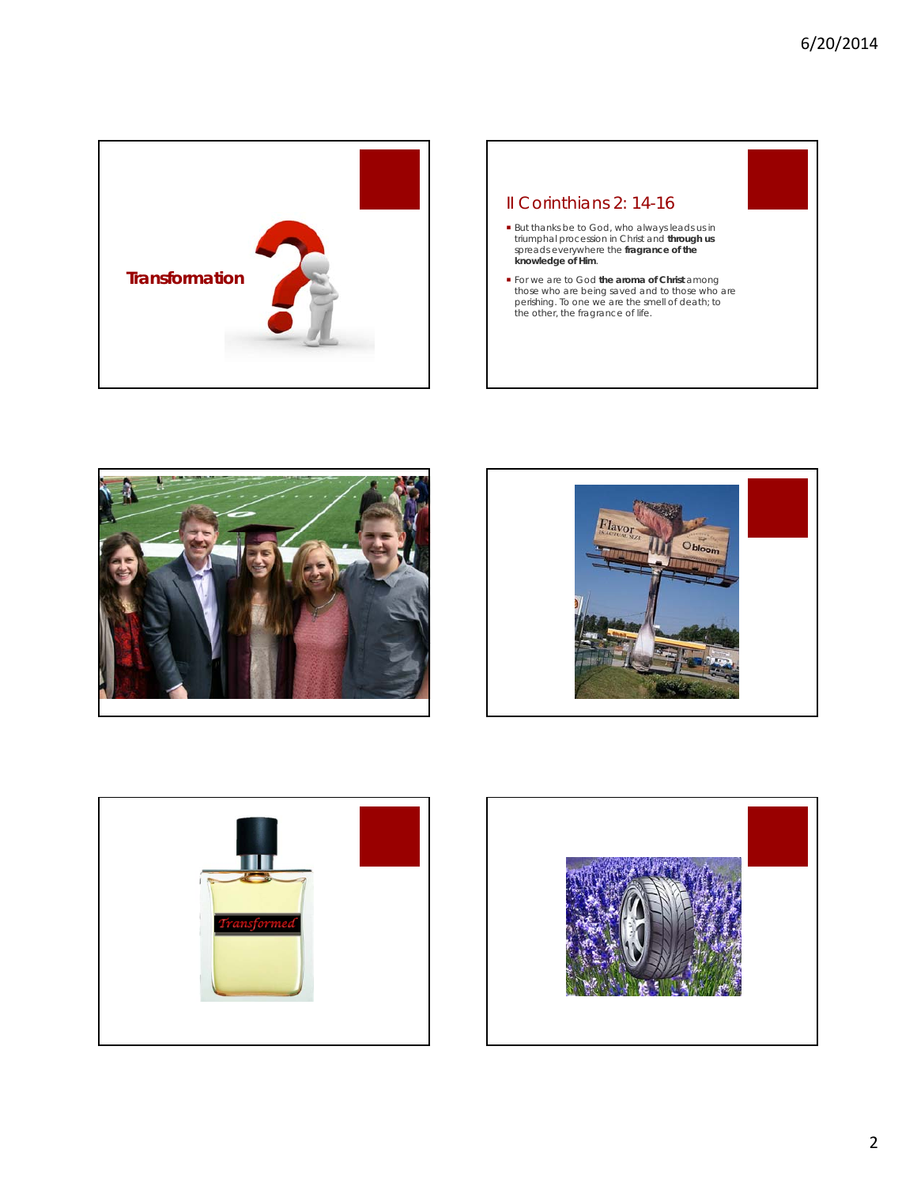Transformation

## II Corinthians 2: 14-16

- But thanks be to God, who always leads us in triumphal procession in Christ and **through us** spreads everywhere the **fragrance of the knowledge of Him**.
- For we are to God **the aroma of Christ** among those who are being saved and to those who are perishing. To one we are the smell of death; to the other, the fragrance of life.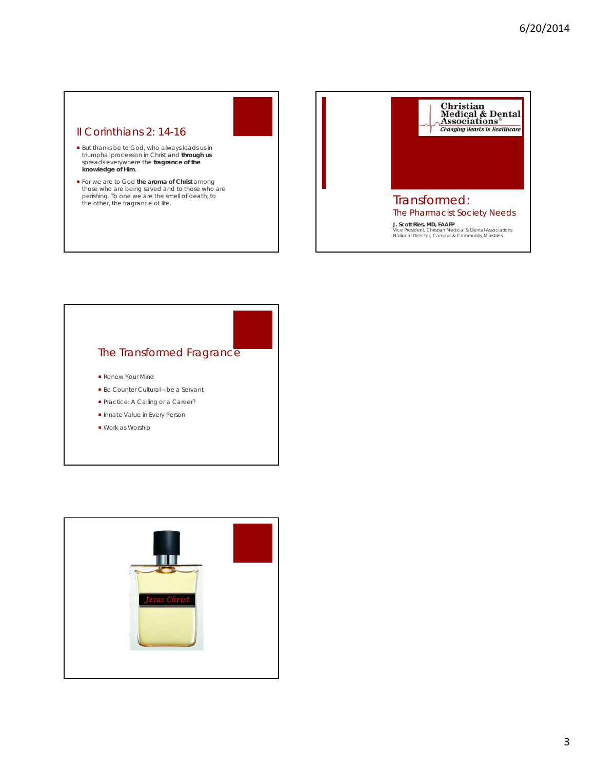## II Corinthians 2: 14-16

- But thanks be to God, who always leads us in triumphal procession in Christ and **through us** spreads everywhere the **fragrance of the knowledge of Him**.
- For we are to God **the aroma of Christ** among those who are being saved and to those who are perishing. To one we are the smell of death; to the other, the fragrance of life.

Christian Medical & Dental Associations®
*Changing Hearts in Healthcare*

# Transformed:
## The Pharmacist Society Needs

**J. Scott Ries, MD, FAAFP**
Vice President, Christian Medical & Dental Associations
National Director, Campus & Community Ministries

## The Transformed Fragrance

- Renew Your Mind
- Be Counter Cultural—be a Servant
- Practice: A Calling or a Career?
- Innate Value in Every Person
- Work as Worship

*Jesus Christ*